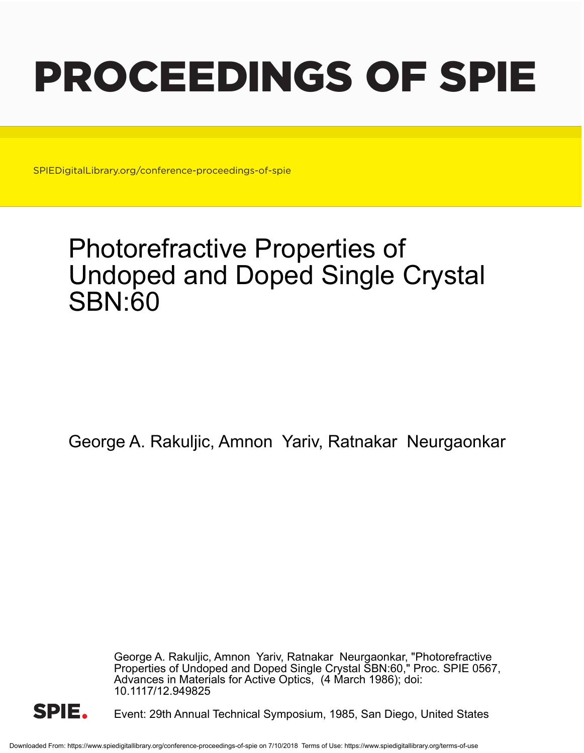# PROCEEDINGS OF SPIE

SPIEDigitalLibrary.org/conference-proceedings-of-spie

# Photorefractive Properties of Undoped and Doped Single Crystal SBN:60

George A. Rakuljic, Amnon Yariv, Ratnakar Neurgaonkar

George A. Rakuljic, Amnon Yariv, Ratnakar Neurgaonkar, "Photorefractive Properties of Undoped and Doped Single Crystal SBN:60," Proc. SPIE 0567, Advances in Materials for Active Optics, (4 March 1986); doi: 10.1117/12.949825

Event: 29th Annual Technical Symposium, 1985, San Diego, United States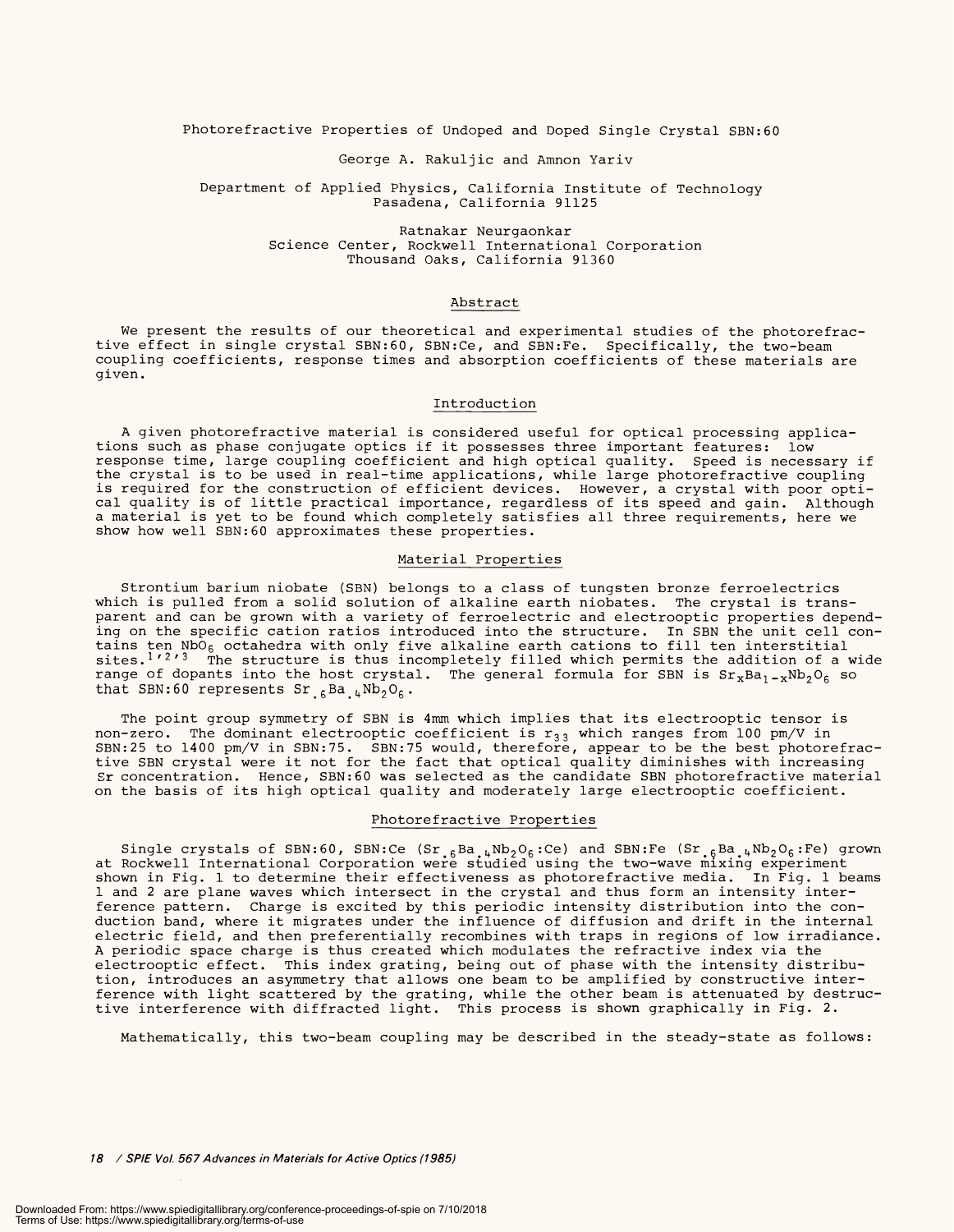# Photorefractive Properties of Undoped and Doped Single Crystal SBN:60

George A. Rakuljic and Amnon Yariv

Department of Applied Physics, California Institute of Technology
Pasadena, California 91125

Ratnakar Neurgaonkar
Science Center, Rockwell International Corporation
Thousand Oaks, California 91360

## Abstract

We present the results of our theoretical and experimental studies of the photorefractive effect in single crystal SBN:60, SBN:Ce, and SBN:Fe. Specifically, the two-beam coupling coefficients, response times and absorption coefficients of these materials are given.

## Introduction

A given photorefractive material is considered useful for optical processing applications such as phase conjugate optics if it possesses three important features: low response time, large coupling coefficient and high optical quality. Speed is necessary if the crystal is to be used in real-time applications, while large photorefractive coupling is required for the construction of efficient devices. However, a crystal with poor optical quality is of little practical importance, regardless of its speed and gain. Although a material is yet to be found which completely satisfies all three requirements, here we show how well SBN:60 approximates these properties.

## Material Properties

Strontium barium niobate (SBN) belongs to a class of tungsten bronze ferroelectrics which is pulled from a solid solution of alkaline earth niobates. The crystal is transparent and can be grown with a variety of ferroelectric and electrooptic properties depending on the specific cation ratios introduced into the structure. In SBN the unit cell contains ten $NbO_6$ octahedra with only five alkaline earth cations to fill ten interstitial sites.[1,2,3] The structure is thus incompletely filled which permits the addition of a wide range of dopants into the host crystal. The general formula for SBN is $Sr_xBa_{1-x}Nb_2O_6$ so that SBN:60 represents $Sr_{.6}Ba_{.4}Nb_2O_6$.

The point group symmetry of SBN is 4mm which implies that its electrooptic tensor is non-zero. The dominant electrooptic coefficient is $r_{33}$ which ranges from 100 pm/V in SBN:25 to 1400 pm/V in SBN:75. SBN:75 would, therefore, appear to be the best photorefractive SBN crystal were it not for the fact that optical quality diminishes with increasing Sr concentration. Hence, SBN:60 was selected as the candidate SBN photorefractive material on the basis of its high optical quality and moderately large electrooptic coefficient.

## Photorefractive Properties

Single crystals of SBN:60, SBN:Ce ($Sr_{.6}Ba_{.4}Nb_2O_6$:Ce) and SBN:Fe ($Sr_{.6}Ba_{.4}Nb_2O_6$:Fe) grown at Rockwell International Corporation were studied using the two-wave mixing experiment shown in Fig. 1 to determine their effectiveness as photorefractive media. In Fig. 1 beams 1 and 2 are plane waves which intersect in the crystal and thus form an intensity interference pattern. Charge is excited by this periodic intensity distribution into the conduction band, where it migrates under the influence of diffusion and drift in the internal electric field, and then preferentially recombines with traps in regions of low irradiance. A periodic space charge is thus created which modulates the refractive index via the electrooptic effect. This index grating, being out of phase with the intensity distribution, introduces an asymmetry that allows one beam to be amplified by constructive interference with light scattered by the grating, while the other beam is attenuated by destructive interference with diffracted light. This process is shown graphically in Fig. 2.

Mathematically, this two-beam coupling may be described in the steady-state as follows: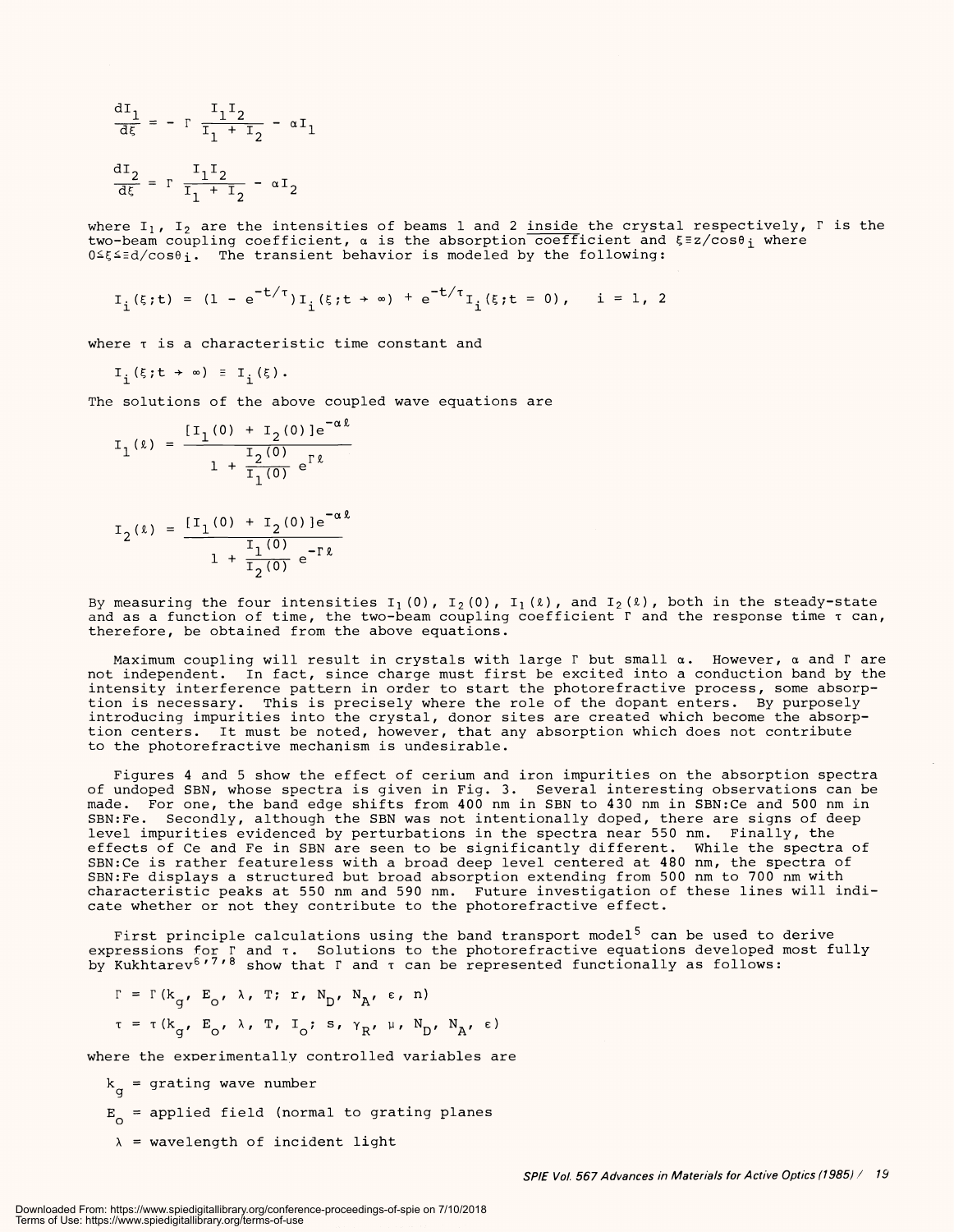$$\frac{dI_1}{d\xi} = -\Gamma \frac{I_1 I_2}{I_1 + I_2} - \alpha I_1$$

$$\frac{dI_2}{d\xi} = \Gamma \frac{I_1 I_2}{I_1 + I_2} - \alpha I_2$$

where $I_1$, $I_2$ are the intensities of beams 1 and 2 inside the crystal respectively, $\Gamma$ is the two-beam coupling coefficient, $\alpha$ is the absorption coefficient and $\xi \equiv z/\cos\theta_i$ where $0 \le \xi \le \ell \equiv d/\cos\theta_i$. The transient behavior is modeled by the following:

$$I_i(\xi;t) = (1 - e^{-t/\tau}) I_i(\xi;t \to \infty) + e^{-t/\tau} I_i(\xi;t = 0), \quad i = 1, 2$$

where $\tau$ is a characteristic time constant and

$$I_i(\xi;t \to \infty) \equiv I_i(\xi).$$

The solutions of the above coupled wave equations are

$$I_1(\ell) = \frac{[I_1(0) + I_2(0)]e^{-\alpha\ell}}{1 + \frac{I_2(0)}{I_1(0)} e^{\Gamma\ell}}$$

$$I_2(\ell) = \frac{[I_1(0) + I_2(0)]e^{-\alpha\ell}}{1 + \frac{I_1(0)}{I_2(0)} e^{-\Gamma\ell}}$$

By measuring the four intensities $I_1(0)$, $I_2(0)$, $I_1(\ell)$, and $I_2(\ell)$, both in the steady-state and as a function of time, the two-beam coupling coefficient $\Gamma$ and the response time $\tau$ can, therefore, be obtained from the above equations.

Maximum coupling will result in crystals with large $\Gamma$ but small $\alpha$. However, $\alpha$ and $\Gamma$ are not independent. In fact, since charge must first be excited into a conduction band by the intensity interference pattern in order to start the photorefractive process, some absorption is necessary. This is precisely where the role of the dopant enters. By purposely introducing impurities into the crystal, donor sites are created which become the absorption centers. It must be noted, however, that any absorption which does not contribute to the photorefractive mechanism is undesirable.

Figures 4 and 5 show the effect of cerium and iron impurities on the absorption spectra of undoped SBN, whose spectra is given in Fig. 3. Several interesting observations can be made. For one, the band edge shifts from 400 nm in SBN to 430 nm in SBN:Ce and 500 nm in SBN:Fe. Secondly, although the SBN was not intentionally doped, there are signs of deep level impurities evidenced by perturbations in the spectra near 550 nm. Finally, the effects of Ce and Fe in SBN are seen to be significantly different. While the spectra of SBN:Ce is rather featureless with a broad deep level centered at 480 nm, the spectra of SBN:Fe displays a structured but broad absorption extending from 500 nm to 700 nm with characteristic peaks at 550 nm and 590 nm. Future investigation of these lines will indicate whether or not they contribute to the photorefractive effect.

First principle calculations using the band transport model[5] can be used to derive expressions for $\Gamma$ and $\tau$. Solutions to the photorefractive equations developed most fully by Kukhtarev[6,7,8] show that $\Gamma$ and $\tau$ can be represented functionally as follows:

$$\Gamma = \Gamma(k_g, E_o, \lambda, T; r, N_D, N_A, \varepsilon, n)$$

$$\tau = \tau(k_g, E_o, \lambda, T, I_o; s, \gamma_R, \mu, N_D, N_A, \varepsilon)$$

where the experimentally controlled variables are

$k_g$ = grating wave number

$E_o$ = applied field (normal to grating planes

$\lambda$ = wavelength of incident light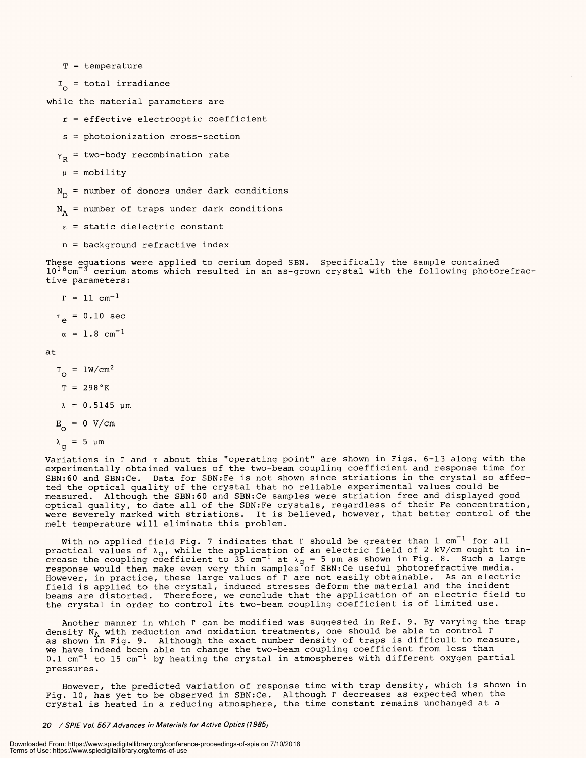$T$ = temperature

$I_o$ = total irradiance

while the material parameters are

$r$ = effective electrooptic coefficient

$s$ = photoionization cross-section

$\gamma_R$ = two-body recombination rate

$\mu$ = mobility

$N_D$ = number of donors under dark conditions

$N_A$ = number of traps under dark conditions

$\varepsilon$ = static dielectric constant

$n$ = background refractive index

These equations were applied to cerium doped SBN. Specifically the sample contained $10^{18}cm^{-3}$ cerium atoms which resulted in an as-grown crystal with the following photorefractive parameters:

$\Gamma = 11\ cm^{-1}$

$\tau_e = 0.10$ sec

$\alpha = 1.8\ cm^{-1}$

at

$I_o = 1W/cm^2$

$T = 298°K$

$\lambda = 0.5145\ \mu m$

$E_o = 0\ V/cm$

$\lambda_g = 5\ \mu m$

Variations in $\Gamma$ and $\tau$ about this "operating point" are shown in Figs. 6-13 along with the experimentally obtained values of the two-beam coupling coefficient and response time for SBN:60 and SBN:Ce. Data for SBN:Fe is not shown since striations in the crystal so affected the optical quality of the crystal that no reliable experimental values could be measured. Although the SBN:60 and SBN:Ce samples were striation free and displayed good optical quality, to date all of the SBN:Fe crystals, regardless of their Fe concentration, were severely marked with striations. It is believed, however, that better control of the melt temperature will eliminate this problem.

With no applied field Fig. 7 indicates that $\Gamma$ should be greater than 1 $cm^{-1}$ for all practical values of $\lambda_g$, while the application of an electric field of 2 kV/cm ought to increase the coupling coefficient to 35 $cm^{-1}$ at $\lambda_g = 5\ \mu m$ as shown in Fig. 8. Such a large response would then make even very thin samples of SBN:Ce useful photorefractive media. However, in practice, these large values of $\Gamma$ are not easily obtainable. As an electric field is applied to the crystal, induced stresses deform the material and the incident beams are distorted. Therefore, we conclude that the application of an electric field to the crystal in order to control its two-beam coupling coefficient is of limited use.

Another manner in which $\Gamma$ can be modified was suggested in Ref. 9. By varying the trap density $N_A$ with reduction and oxidation treatments, one should be able to control $\Gamma$ as shown in Fig. 9. Although the exact number density of traps is difficult to measure, we have indeed been able to change the two-beam coupling coefficient from less than 0.1 $cm^{-1}$ to 15 $cm^{-1}$ by heating the crystal in atmospheres with different oxygen partial pressures.

However, the predicted variation of response time with trap density, which is shown in Fig. 10, has yet to be observed in SBN:Ce. Although $\Gamma$ decreases as expected when the crystal is heated in a reducing atmosphere, the time constant remains unchanged at a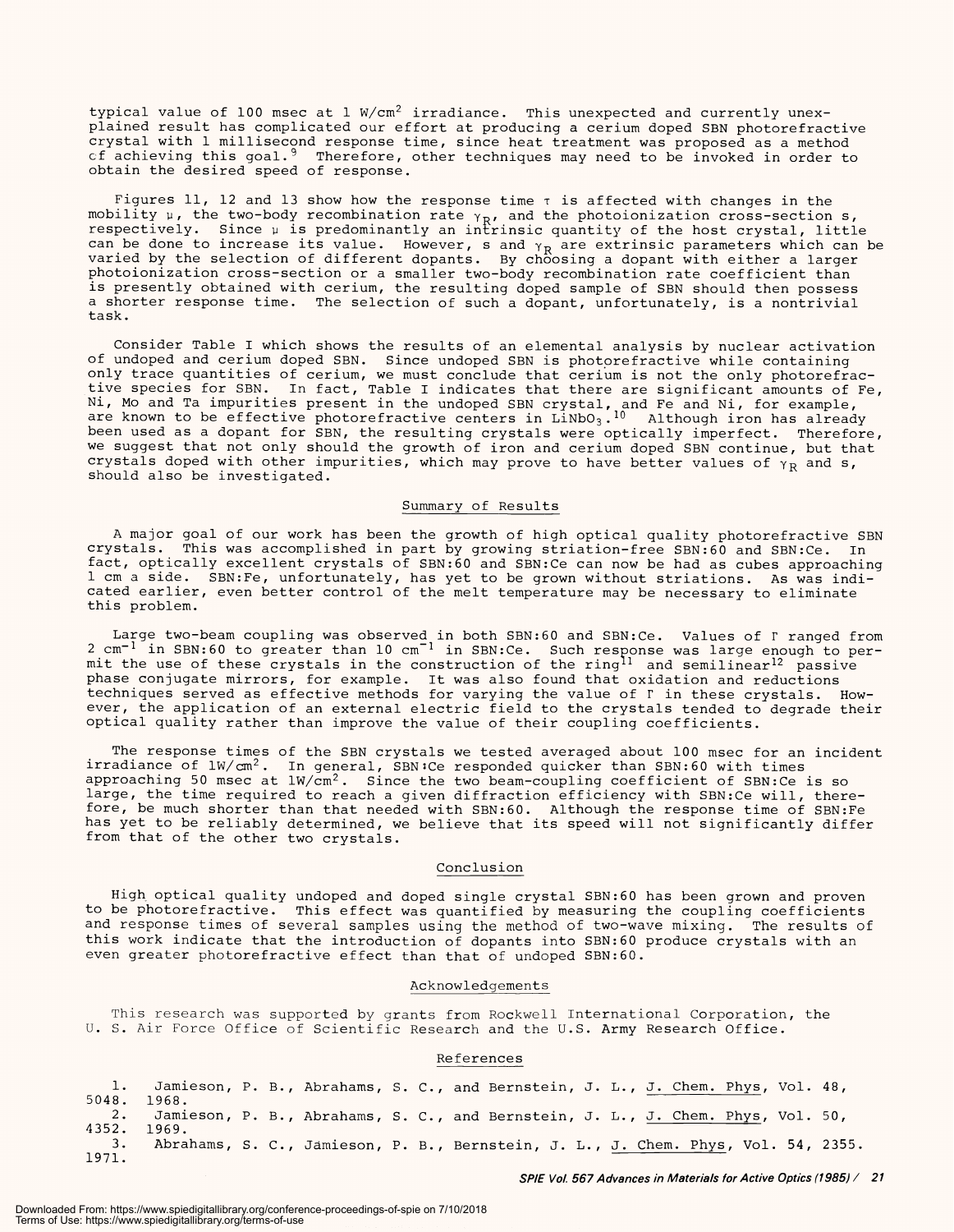typical value of 100 msec at 1 $W/cm^2$ irradiance. This unexpected and currently unexplained result has complicated our effort at producing a cerium doped SBN photorefractive crystal with 1 millisecond response time, since heat treatment was proposed as a method of achieving this goal.[9] Therefore, other techniques may need to be invoked in order to obtain the desired speed of response.

Figures 11, 12 and 13 show how the response time $\tau$ is affected with changes in the mobility $\mu$, the two-body recombination rate $\gamma_R$, and the photoionization cross-section s, respectively. Since $\mu$ is predominantly an intrinsic quantity of the host crystal, little can be done to increase its value. However, s and $\gamma_R$ are extrinsic parameters which can be varied by the selection of different dopants. By choosing a dopant with either a larger photoionization cross-section or a smaller two-body recombination rate coefficient than is presently obtained with cerium, the resulting doped sample of SBN should then possess a shorter response time. The selection of such a dopant, unfortunately, is a nontrivial task.

Consider Table I which shows the results of an elemental analysis by nuclear activation of undoped and cerium doped SBN. Since undoped SBN is photorefractive while containing only trace quantities of cerium, we must conclude that cerium is not the only photorefractive species for SBN. In fact, Table I indicates that there are significant amounts of Fe, Ni, Mo and Ta impurities present in the undoped SBN crystal, and Fe and Ni, for example, are known to be effective photorefractive centers in $LiNbO_3$.[10] Although iron has already been used as a dopant for SBN, the resulting crystals were optically imperfect. Therefore, we suggest that not only should the growth of iron and cerium doped SBN continue, but that crystals doped with other impurities, which may prove to have better values of $\gamma_R$ and s, should also be investigated.

## Summary of Results

A major goal of our work has been the growth of high optical quality photorefractive SBN crystals. This was accomplished in part by growing striation-free SBN:60 and SBN:Ce. In fact, optically excellent crystals of SBN:60 and SBN:Ce can now be had as cubes approaching 1 cm a side. SBN:Fe, unfortunately, has yet to be grown without striations. As was indicated earlier, even better control of the melt temperature may be necessary to eliminate this problem.

Large two-beam coupling was observed in both SBN:60 and SBN:Ce. Values of $\Gamma$ ranged from 2 $cm^{-1}$ in SBN:60 to greater than 10 $cm^{-1}$ in SBN:Ce. Such response was large enough to permit the use of these crystals in the construction of the ring[11] and semilinear[12] passive phase conjugate mirrors, for example. It was also found that oxidation and reductions techniques served as effective methods for varying the value of $\Gamma$ in these crystals. However, the application of an external electric field to the crystals tended to degrade their optical quality rather than improve the value of their coupling coefficients.

The response times of the SBN crystals we tested averaged about 100 msec for an incident irradiance of $1W/cm^2$. In general, SBN:Ce responded quicker than SBN:60 with times approaching 50 msec at $1W/cm^2$. Since the two beam-coupling coefficient of SBN:Ce is so large, the time required to reach a given diffraction efficiency with SBN:Ce will, therefore, be much shorter than that needed with SBN:60. Although the response time of SBN:Fe has yet to be reliably determined, we believe that its speed will not significantly differ from that of the other two crystals.

## Conclusion

High optical quality undoped and doped single crystal SBN:60 has been grown and proven to be photorefractive. This effect was quantified by measuring the coupling coefficients and response times of several samples using the method of two-wave mixing. The results of this work indicate that the introduction of dopants into SBN:60 produce crystals with an even greater photorefractive effect than that of undoped SBN:60.

## Acknowledgements

This research was supported by grants from Rockwell International Corporation, the U. S. Air Force Office of Scientific Research and the U.S. Army Research Office.

## References

1. Jamieson, P. B., Abrahams, S. C., and Bernstein, J. L., J. Chem. Phys, Vol. 48, 5048. 1968.
2. Jamieson, P. B., Abrahams, S. C., and Bernstein, J. L., J. Chem. Phys, Vol. 50, 4352. 1969.
3. Abrahams, S. C., Jamieson, P. B., Bernstein, J. L., J. Chem. Phys, Vol. 54, 2355. 1971.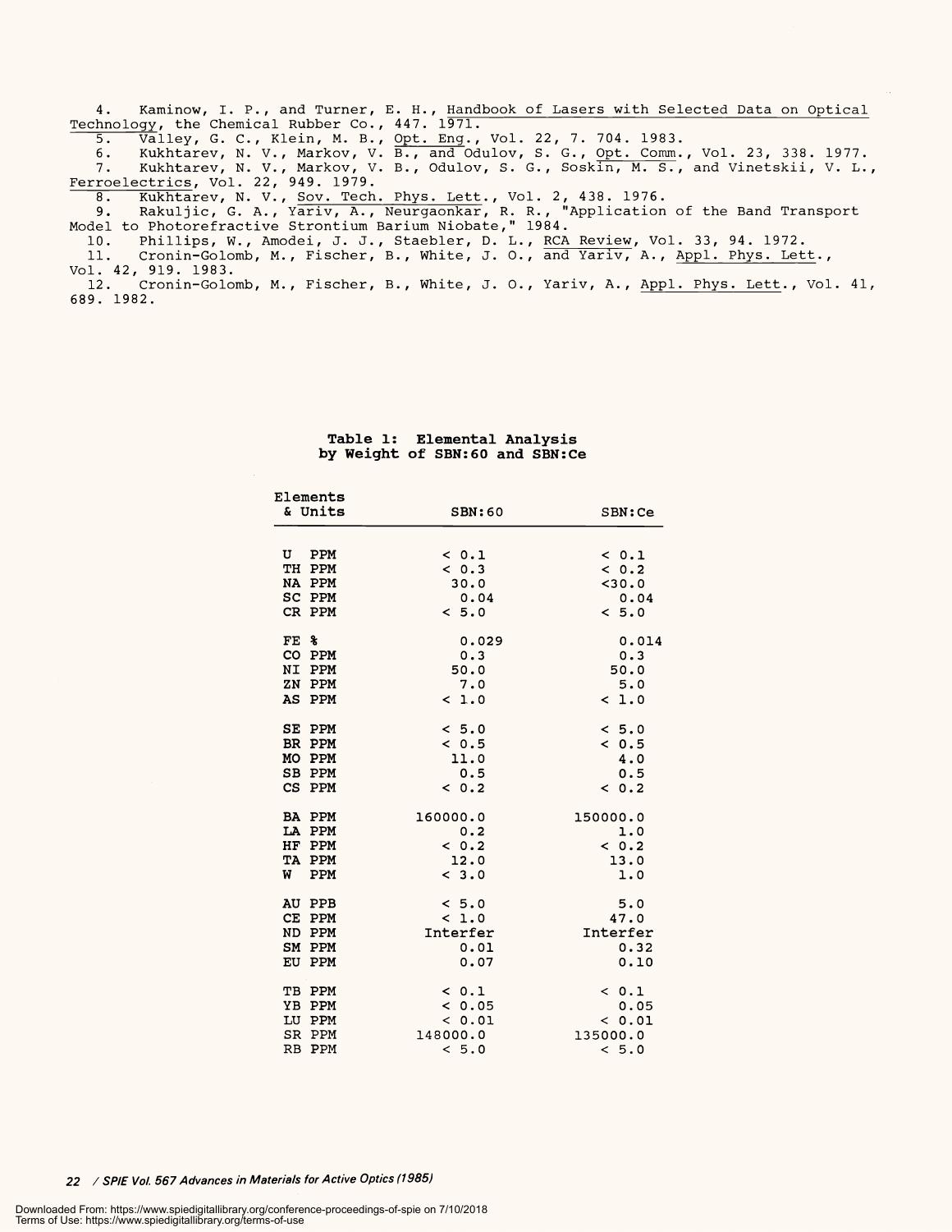4. Kaminow, I. P., and Turner, E. H., Handbook of Lasers with Selected Data on Optical Technology, the Chemical Rubber Co., 447. 1971.

5. Valley, G. C., Klein, M. B., Opt. Eng., Vol. 22, 7. 704. 1983.

6. Kukhtarev, N. V., Markov, V. B., and Odulov, S. G., Opt. Comm., Vol. 23, 338. 1977.

7. Kukhtarev, N. V., Markov, V. B., Odulov, S. G., Soskin, M. S., and Vinetskii, V. L., Ferroelectrics, Vol. 22, 949. 1979.

8. Kukhtarev, N. V., Sov. Tech. Phys. Lett., Vol. 2, 438. 1976.

9. Rakuljic, G. A., Yariv, A., Neurgaonkar, R. R., "Application of the Band Transport Model to Photorefractive Strontium Barium Niobate," 1984.

10. Phillips, W., Amodei, J. J., Staebler, D. L., RCA Review, Vol. 33, 94. 1972.

11. Cronin-Golomb, M., Fischer, B., White, J. O., and Yariv, A., Appl. Phys. Lett., Vol. 42, 919. 1983.

12. Cronin-Golomb, M., Fischer, B., White, J. O., Yariv, A., Appl. Phys. Lett., Vol. 41, 689. 1982.

**Table 1: Elemental Analysis by Weight of SBN:60 and SBN:Ce**

| Elements & Units | SBN:60 | SBN:Ce |
|---|---|---|
| U PPM | < 0.1 | < 0.1 |
| TH PPM | < 0.3 | < 0.2 |
| NA PPM | 30.0 | <30.0 |
| SC PPM | 0.04 | 0.04 |
| CR PPM | < 5.0 | < 5.0 |
| FE % | 0.029 | 0.014 |
| CO PPM | 0.3 | 0.3 |
| NI PPM | 50.0 | 50.0 |
| ZN PPM | 7.0 | 5.0 |
| AS PPM | < 1.0 | < 1.0 |
| SE PPM | < 5.0 | < 5.0 |
| BR PPM | < 0.5 | < 0.5 |
| MO PPM | 11.0 | 4.0 |
| SB PPM | 0.5 | 0.5 |
| CS PPM | < 0.2 | < 0.2 |
| BA PPM | 160000.0 | 150000.0 |
| LA PPM | 0.2 | 1.0 |
| HF PPM | < 0.2 | < 0.2 |
| TA PPM | 12.0 | 13.0 |
| W PPM | < 3.0 | 1.0 |
| AU PPB | < 5.0 | 5.0 |
| CE PPM | < 1.0 | 47.0 |
| ND PPM | Interfer | Interfer |
| SM PPM | 0.01 | 0.32 |
| EU PPM | 0.07 | 0.10 |
| TB PPM | < 0.1 | < 0.1 |
| YB PPM | < 0.05 | 0.05 |
| LU PPM | < 0.01 | < 0.01 |
| SR PPM | 148000.0 | 135000.0 |
| RB PPM | < 5.0 | < 5.0 |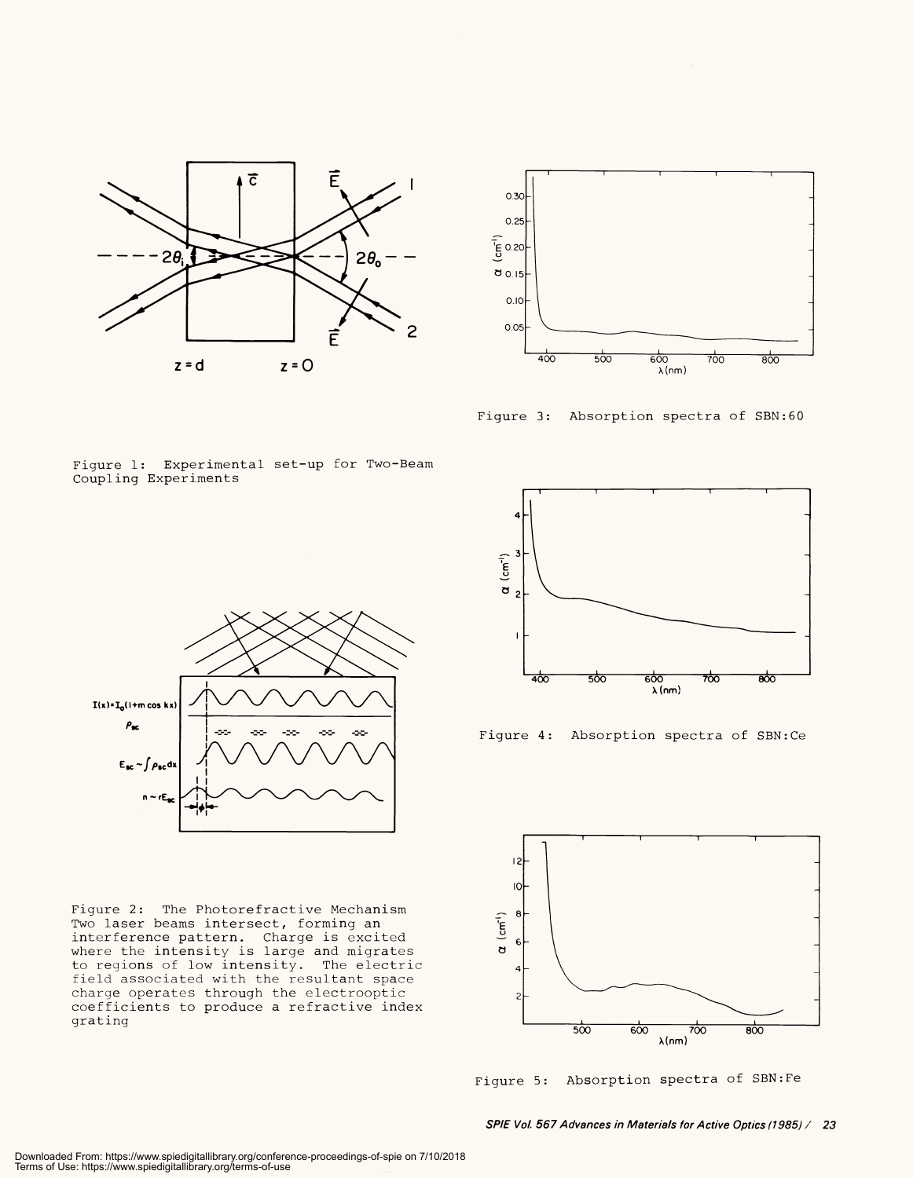Figure 1: Experimental set-up for Two-Beam Coupling Experiments

Figure 2: The Photorefractive Mechanism Two laser beams intersect, forming an interference pattern. Charge is excited where the intensity is large and migrates to regions of low intensity. The electric field associated with the resultant space charge operates through the electrooptic coefficients to produce a refractive index grating

Figure 3: Absorption spectra of SBN:60

Figure 4: Absorption spectra of SBN:Ce

Figure 5: Absorption spectra of SBN:Fe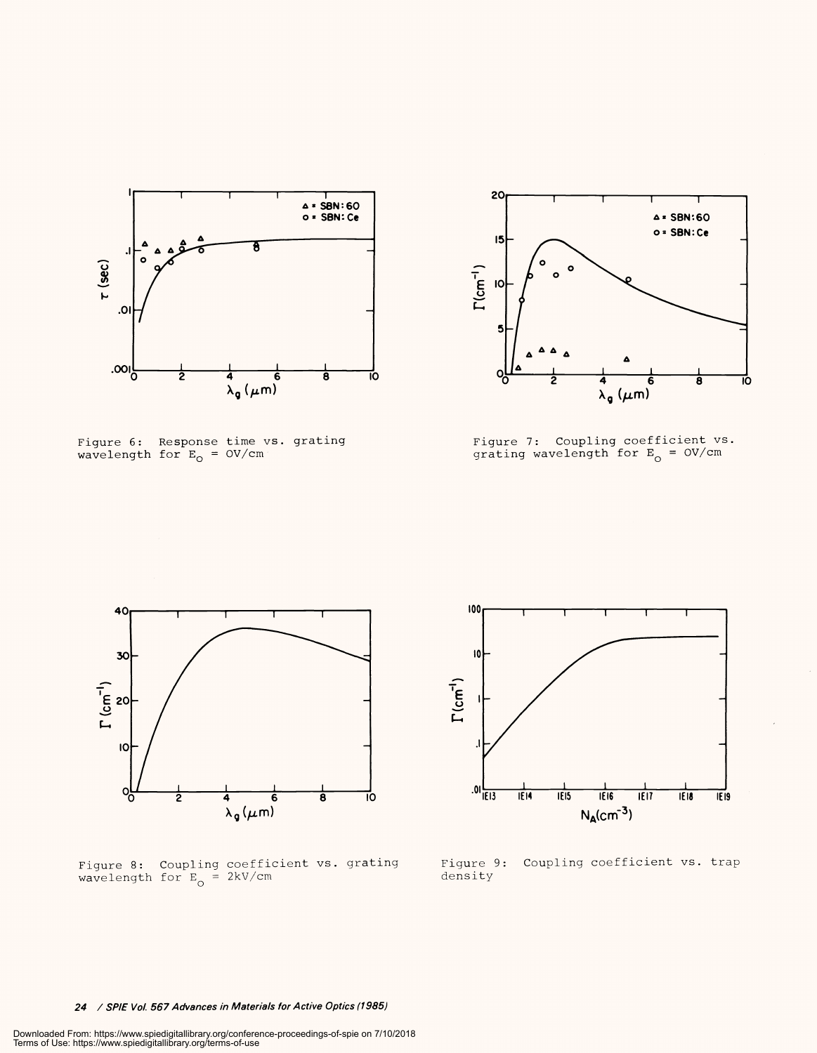Figure 6: Response time vs. grating wavelength for $E_o$ = 0V/cm

Figure 7: Coupling coefficient vs. grating wavelength for $E_o$ = 0V/cm

Figure 8: Coupling coefficient vs. grating wavelength for $E_o$ = 2kV/cm

Figure 9: Coupling coefficient vs. trap density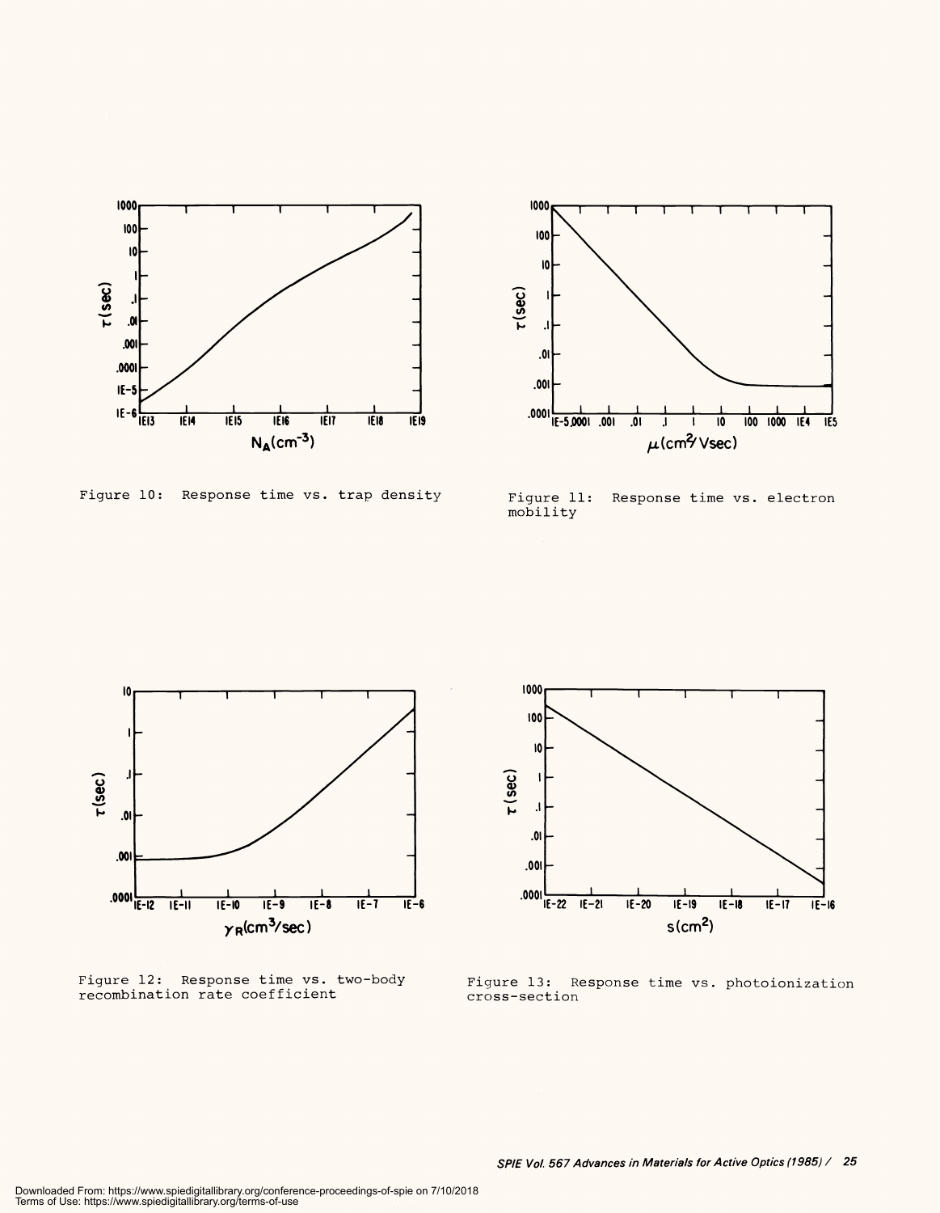τ(sec)

1000
100
10
1
.1
.01
.001
.0001
1E-5
1E-6

1E13 1E14 1E15 1E16 1E17 1E18 1E19

$N_A(cm^{-3})$

Figure 10: Response time vs. trap density

τ(sec)

1000
100
10
1
.1
.01
.001
.0001

1E-5 .0001 .001 .01 .1 1 10 100 1000 1E4 1E5

$\mu(cm^2/Vsec)$

Figure 11: Response time vs. electron mobility

τ(sec)

10
1
.1
.01
.001
.0001

1E-12 1E-11 1E-10 1E-9 1E-8 1E-7 1E-6

$\gamma_R(cm^3/sec)$

Figure 12: Response time vs. two-body recombination rate coefficient

τ(sec)

1000
100
10
1
.1
.01
.001
.0001

1E-22 1E-21 1E-20 1E-19 1E-18 1E-17 1E-16

$s(cm^2)$

Figure 13: Response time vs. photoionization cross-section